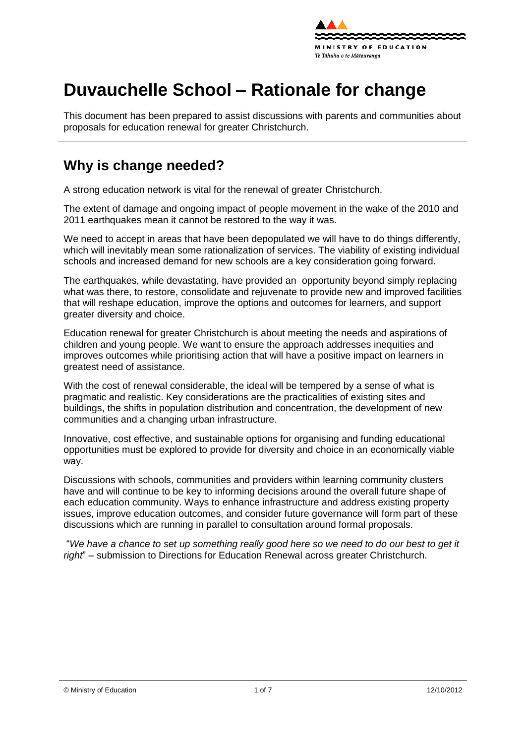# Duvauchelle School – Rationale for change

This document has been prepared to assist discussions with parents and communities about proposals for education renewal for greater Christchurch.

---

## Why is change needed?

A strong education network is vital for the renewal of greater Christchurch.

The extent of damage and ongoing impact of people movement in the wake of the 2010 and 2011 earthquakes mean it cannot be restored to the way it was.

We need to accept in areas that have been depopulated we will have to do things differently, which will inevitably mean some rationalization of services. The viability of existing individual schools and increased demand for new schools are a key consideration going forward.

The earthquakes, while devastating, have provided an opportunity beyond simply replacing what was there, to restore, consolidate and rejuvenate to provide new and improved facilities that will reshape education, improve the options and outcomes for learners, and support greater diversity and choice.

Education renewal for greater Christchurch is about meeting the needs and aspirations of children and young people. We want to ensure the approach addresses inequities and improves outcomes while prioritising action that will have a positive impact on learners in greatest need of assistance.

With the cost of renewal considerable, the ideal will be tempered by a sense of what is pragmatic and realistic. Key considerations are the practicalities of existing sites and buildings, the shifts in population distribution and concentration, the development of new communities and a changing urban infrastructure.

Innovative, cost effective, and sustainable options for organising and funding educational opportunities must be explored to provide for diversity and choice in an economically viable way.

Discussions with schools, communities and providers within learning community clusters have and will continue to be key to informing decisions around the overall future shape of each education community. Ways to enhance infrastructure and address existing property issues, improve education outcomes, and consider future governance will form part of these discussions which are running in parallel to consultation around formal proposals.

"*We have a chance to set up something really good here so we need to do our best to get it right*" – submission to Directions for Education Renewal across greater Christchurch.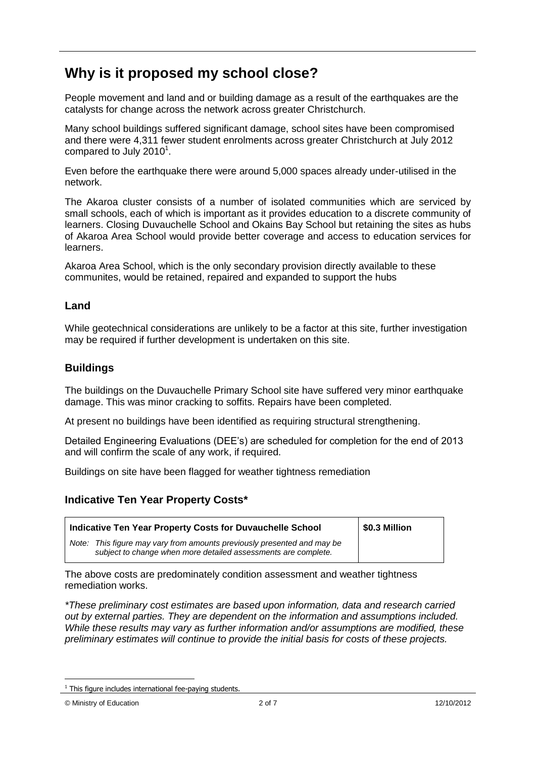# Why is it proposed my school close?

People movement and land and or building damage as a result of the earthquakes are the catalysts for change across the network across greater Christchurch.

Many school buildings suffered significant damage, school sites have been compromised and there were 4,311 fewer student enrolments across greater Christchurch at July 2012 compared to July 2010[1].

Even before the earthquake there were around 5,000 spaces already under-utilised in the network.

The Akaroa cluster consists of a number of isolated communities which are serviced by small schools, each of which is important as it provides education to a discrete community of learners. Closing Duvauchelle School and Okains Bay School but retaining the sites as hubs of Akaroa Area School would provide better coverage and access to education services for learners.

Akaroa Area School, which is the only secondary provision directly available to these communites, would be retained, repaired and expanded to support the hubs

## Land

While geotechnical considerations are unlikely to be a factor at this site, further investigation may be required if further development is undertaken on this site.

## Buildings

The buildings on the Duvauchelle Primary School site have suffered very minor earthquake damage. This was minor cracking to soffits. Repairs have been completed.

At present no buildings have been identified as requiring structural strengthening.

Detailed Engineering Evaluations (DEE's) are scheduled for completion for the end of 2013 and will confirm the scale of any work, if required.

Buildings on site have been flagged for weather tightness remediation

## Indicative Ten Year Property Costs*

| Indicative Ten Year Property Costs for Duvauchelle School | $0.3 Million |
|---|---|
| *Note: This figure may vary from amounts previously presented and may be subject to change when more detailed assessments are complete.* | |

The above costs are predominately condition assessment and weather tightness remediation works.

*\*These preliminary cost estimates are based upon information, data and research carried out by external parties. They are dependent on the information and assumptions included. While these results may vary as further information and/or assumptions are modified, these preliminary estimates will continue to provide the initial basis for costs of these projects.*

[1] This figure includes international fee-paying students.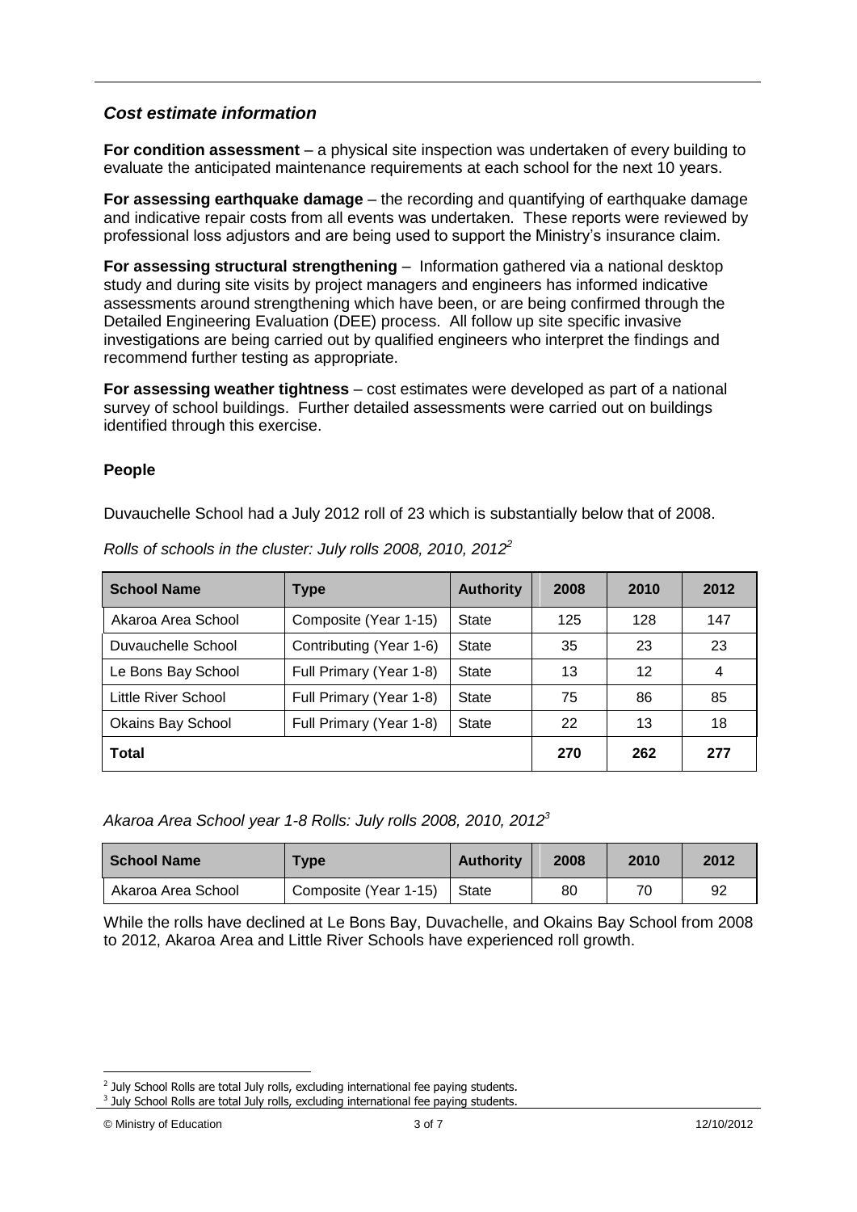### *Cost estimate information*

**For condition assessment** – a physical site inspection was undertaken of every building to evaluate the anticipated maintenance requirements at each school for the next 10 years.

**For assessing earthquake damage** – the recording and quantifying of earthquake damage and indicative repair costs from all events was undertaken. These reports were reviewed by professional loss adjustors and are being used to support the Ministry's insurance claim.

**For assessing structural strengthening** – Information gathered via a national desktop study and during site visits by project managers and engineers has informed indicative assessments around strengthening which have been, or are being confirmed through the Detailed Engineering Evaluation (DEE) process. All follow up site specific invasive investigations are being carried out by qualified engineers who interpret the findings and recommend further testing as appropriate.

**For assessing weather tightness** – cost estimates were developed as part of a national survey of school buildings. Further detailed assessments were carried out on buildings identified through this exercise.

### People

Duvauchelle School had a July 2012 roll of 23 which is substantially below that of 2008.

*Rolls of schools in the cluster: July rolls 2008, 2010, 2012*[2]

| School Name | Type | Authority | 2008 | 2010 | 2012 |
|---|---|---|---|---|---|
| Akaroa Area School | Composite (Year 1-15) | State | 125 | 128 | 147 |
| Duvauchelle School | Contributing (Year 1-6) | State | 35 | 23 | 23 |
| Le Bons Bay School | Full Primary (Year 1-8) | State | 13 | 12 | 4 |
| Little River School | Full Primary (Year 1-8) | State | 75 | 86 | 85 |
| Okains Bay School | Full Primary (Year 1-8) | State | 22 | 13 | 18 |
| **Total** | | | **270** | **262** | **277** |

*Akaroa Area School year 1-8 Rolls: July rolls 2008, 2010, 2012*[3]

| School Name | Type | Authority | 2008 | 2010 | 2012 |
|---|---|---|---|---|---|
| Akaroa Area School | Composite (Year 1-15) | State | 80 | 70 | 92 |

While the rolls have declined at Le Bons Bay, Duvachelle, and Okains Bay School from 2008 to 2012, Akaroa Area and Little River Schools have experienced roll growth.

[2] July School Rolls are total July rolls, excluding international fee paying students.
[3] July School Rolls are total July rolls, excluding international fee paying students.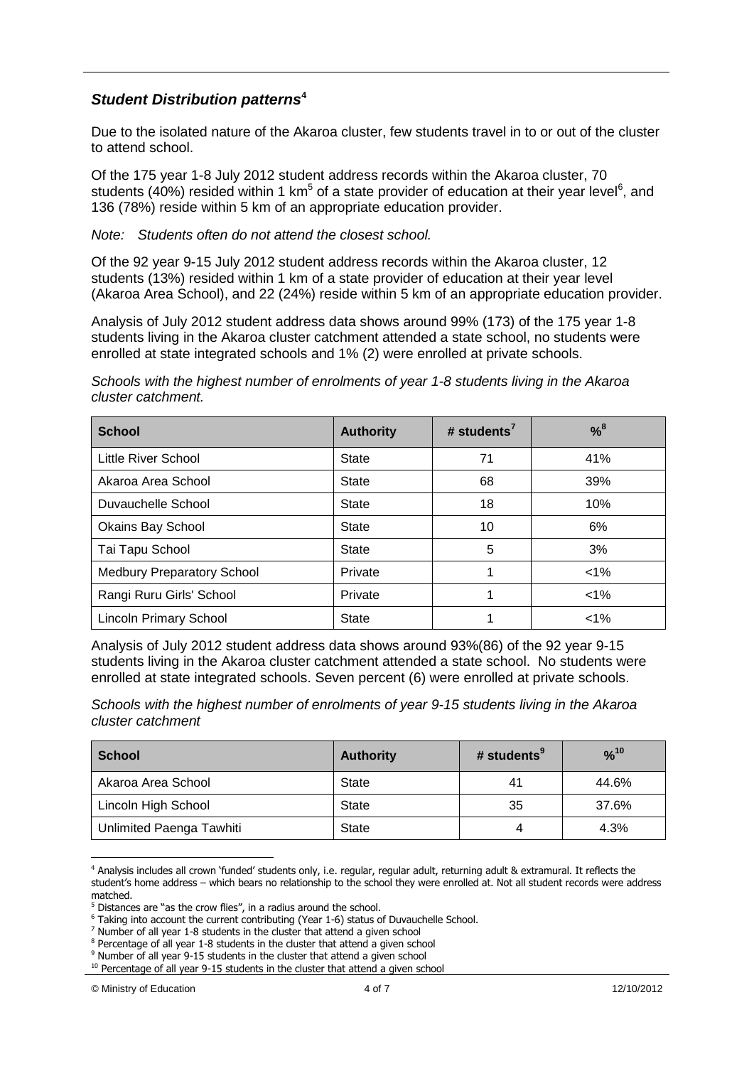### *Student Distribution patterns*[4]

Due to the isolated nature of the Akaroa cluster, few students travel in to or out of the cluster to attend school.

Of the 175 year 1-8 July 2012 student address records within the Akaroa cluster, 70 students (40%) resided within 1 km[5] of a state provider of education at their year level[6], and 136 (78%) reside within 5 km of an appropriate education provider.

*Note: Students often do not attend the closest school.*

Of the 92 year 9-15 July 2012 student address records within the Akaroa cluster, 12 students (13%) resided within 1 km of a state provider of education at their year level (Akaroa Area School), and 22 (24%) reside within 5 km of an appropriate education provider.

Analysis of July 2012 student address data shows around 99% (173) of the 175 year 1-8 students living in the Akaroa cluster catchment attended a state school, no students were enrolled at state integrated schools and 1% (2) were enrolled at private schools.

*Schools with the highest number of enrolments of year 1-8 students living in the Akaroa cluster catchment.*

| School | Authority | # students[7] | %[8] |
|---|---|---|---|
| Little River School | State | 71 | 41% |
| Akaroa Area School | State | 68 | 39% |
| Duvauchelle School | State | 18 | 10% |
| Okains Bay School | State | 10 | 6% |
| Tai Tapu School | State | 5 | 3% |
| Medbury Preparatory School | Private | 1 | <1% |
| Rangi Ruru Girls' School | Private | 1 | <1% |
| Lincoln Primary School | State | 1 | <1% |

Analysis of July 2012 student address data shows around 93%(86) of the 92 year 9-15 students living in the Akaroa cluster catchment attended a state school. No students were enrolled at state integrated schools. Seven percent (6) were enrolled at private schools.

*Schools with the highest number of enrolments of year 9-15 students living in the Akaroa cluster catchment*

| School | Authority | # students[9] | %[10] |
|---|---|---|---|
| Akaroa Area School | State | 41 | 44.6% |
| Lincoln High School | State | 35 | 37.6% |
| Unlimited Paenga Tawhiti | State | 4 | 4.3% |

---

[4] Analysis includes all crown 'funded' students only, i.e. regular, regular adult, returning adult & extramural. It reflects the student's home address – which bears no relationship to the school they were enrolled at. Not all student records were address matched.

[5] Distances are "as the crow flies", in a radius around the school.

[6] Taking into account the current contributing (Year 1-6) status of Duvauchelle School.

[7] Number of all year 1-8 students in the cluster that attend a given school

[8] Percentage of all year 1-8 students in the cluster that attend a given school

[9] Number of all year 9-15 students in the cluster that attend a given school

[10] Percentage of all year 9-15 students in the cluster that attend a given school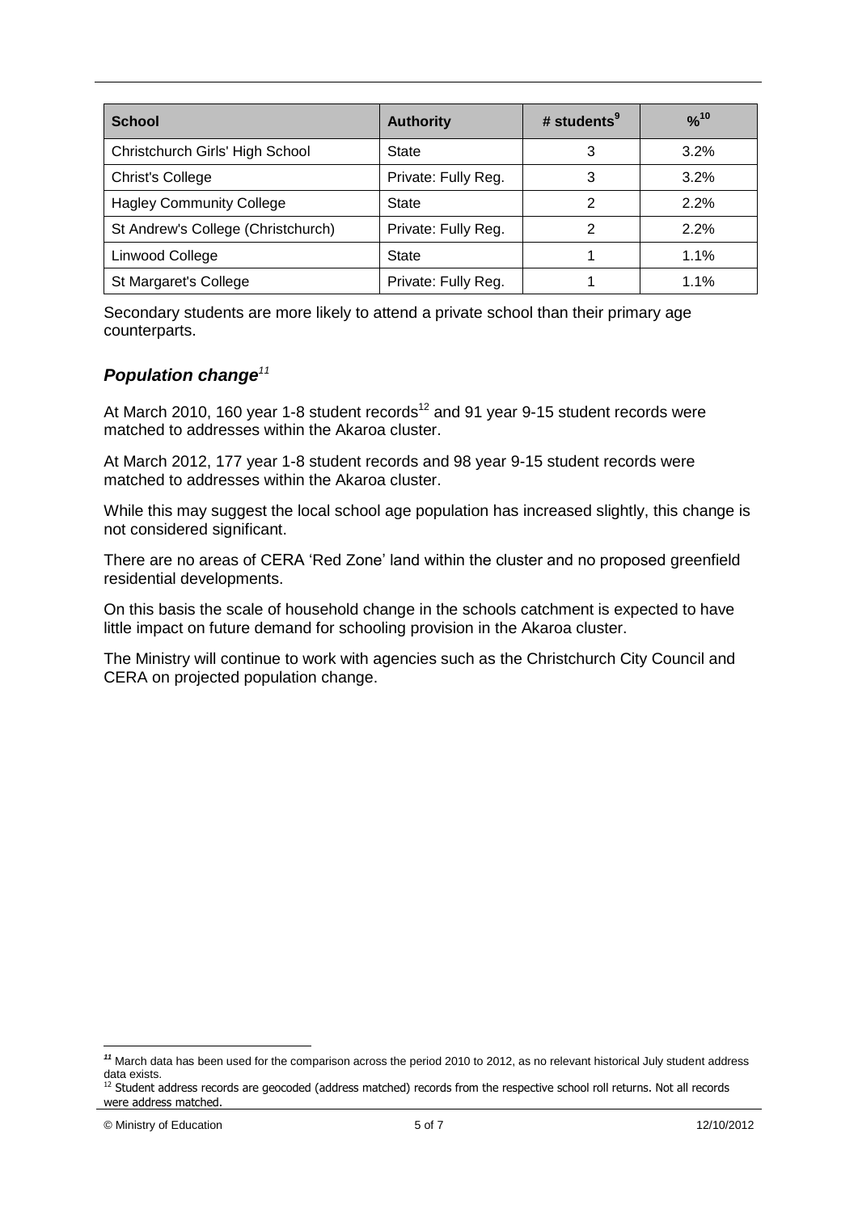| School | Authority | # students[9] | %[10] |
|---|---|---|---|
| Christchurch Girls' High School | State | 3 | 3.2% |
| Christ's College | Private: Fully Reg. | 3 | 3.2% |
| Hagley Community College | State | 2 | 2.2% |
| St Andrew's College (Christchurch) | Private: Fully Reg. | 2 | 2.2% |
| Linwood College | State | 1 | 1.1% |
| St Margaret's College | Private: Fully Reg. | 1 | 1.1% |

Secondary students are more likely to attend a private school than their primary age counterparts.

### *Population change*[11]

At March 2010, 160 year 1-8 student records[12] and 91 year 9-15 student records were matched to addresses within the Akaroa cluster.

At March 2012, 177 year 1-8 student records and 98 year 9-15 student records were matched to addresses within the Akaroa cluster.

While this may suggest the local school age population has increased slightly, this change is not considered significant.

There are no areas of CERA 'Red Zone' land within the cluster and no proposed greenfield residential developments.

On this basis the scale of household change in the schools catchment is expected to have little impact on future demand for schooling provision in the Akaroa cluster.

The Ministry will continue to work with agencies such as the Christchurch City Council and CERA on projected population change.

---

[11] March data has been used for the comparison across the period 2010 to 2012, as no relevant historical July student address data exists.

[12] Student address records are geocoded (address matched) records from the respective school roll returns. Not all records were address matched.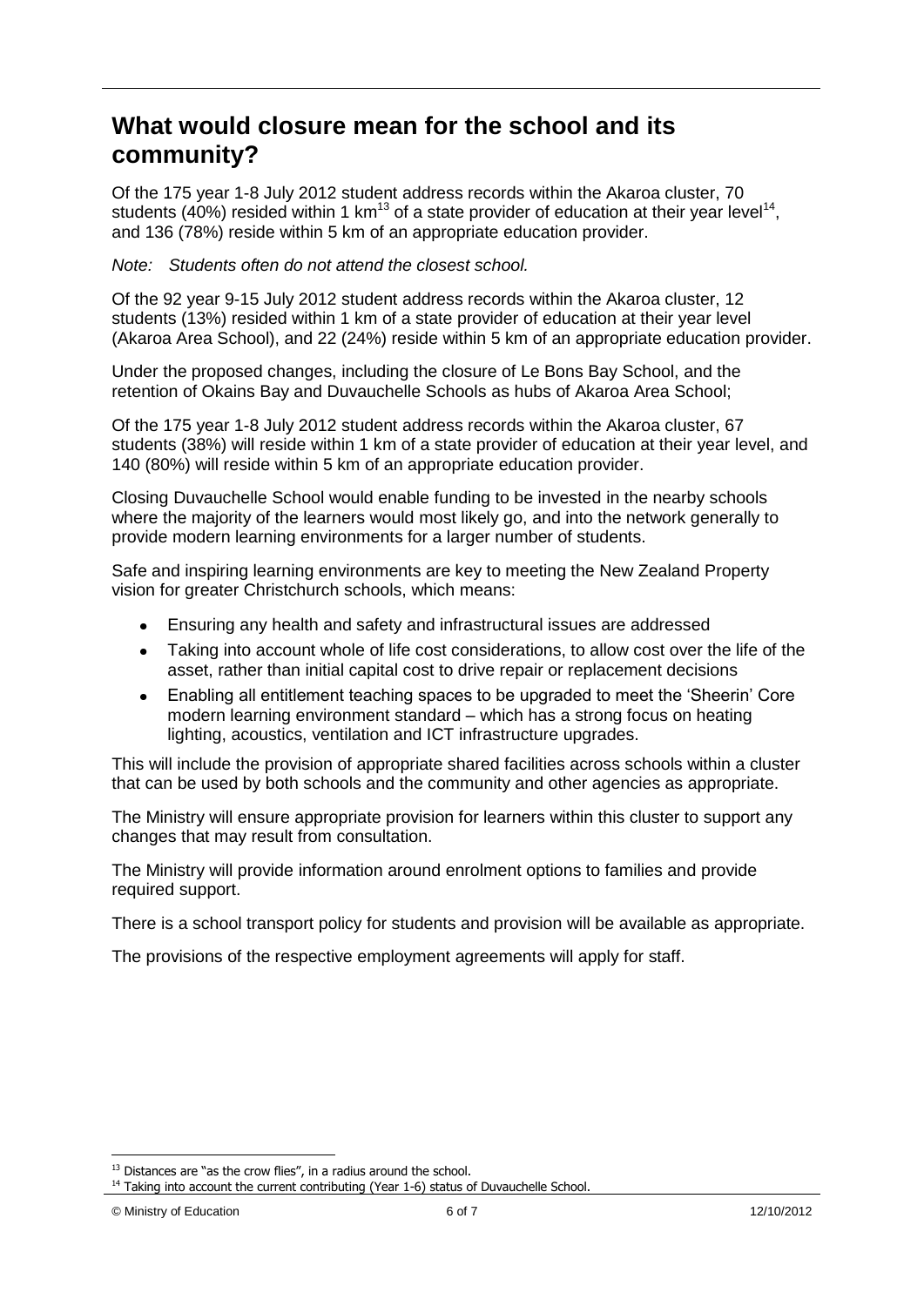## What would closure mean for the school and its community?

Of the 175 year 1-8 July 2012 student address records within the Akaroa cluster, 70 students (40%) resided within 1 km[13] of a state provider of education at their year level[14], and 136 (78%) reside within 5 km of an appropriate education provider.

*Note: Students often do not attend the closest school.*

Of the 92 year 9-15 July 2012 student address records within the Akaroa cluster, 12 students (13%) resided within 1 km of a state provider of education at their year level (Akaroa Area School), and 22 (24%) reside within 5 km of an appropriate education provider.

Under the proposed changes, including the closure of Le Bons Bay School, and the retention of Okains Bay and Duvauchelle Schools as hubs of Akaroa Area School;

Of the 175 year 1-8 July 2012 student address records within the Akaroa cluster, 67 students (38%) will reside within 1 km of a state provider of education at their year level, and 140 (80%) will reside within 5 km of an appropriate education provider.

Closing Duvauchelle School would enable funding to be invested in the nearby schools where the majority of the learners would most likely go, and into the network generally to provide modern learning environments for a larger number of students.

Safe and inspiring learning environments are key to meeting the New Zealand Property vision for greater Christchurch schools, which means:

- Ensuring any health and safety and infrastructural issues are addressed
- Taking into account whole of life cost considerations, to allow cost over the life of the asset, rather than initial capital cost to drive repair or replacement decisions
- Enabling all entitlement teaching spaces to be upgraded to meet the 'Sheerin' Core modern learning environment standard – which has a strong focus on heating lighting, acoustics, ventilation and ICT infrastructure upgrades.

This will include the provision of appropriate shared facilities across schools within a cluster that can be used by both schools and the community and other agencies as appropriate.

The Ministry will ensure appropriate provision for learners within this cluster to support any changes that may result from consultation.

The Ministry will provide information around enrolment options to families and provide required support.

There is a school transport policy for students and provision will be available as appropriate.

The provisions of the respective employment agreements will apply for staff.

[13] Distances are "as the crow flies", in a radius around the school.

[14] Taking into account the current contributing (Year 1-6) status of Duvauchelle School.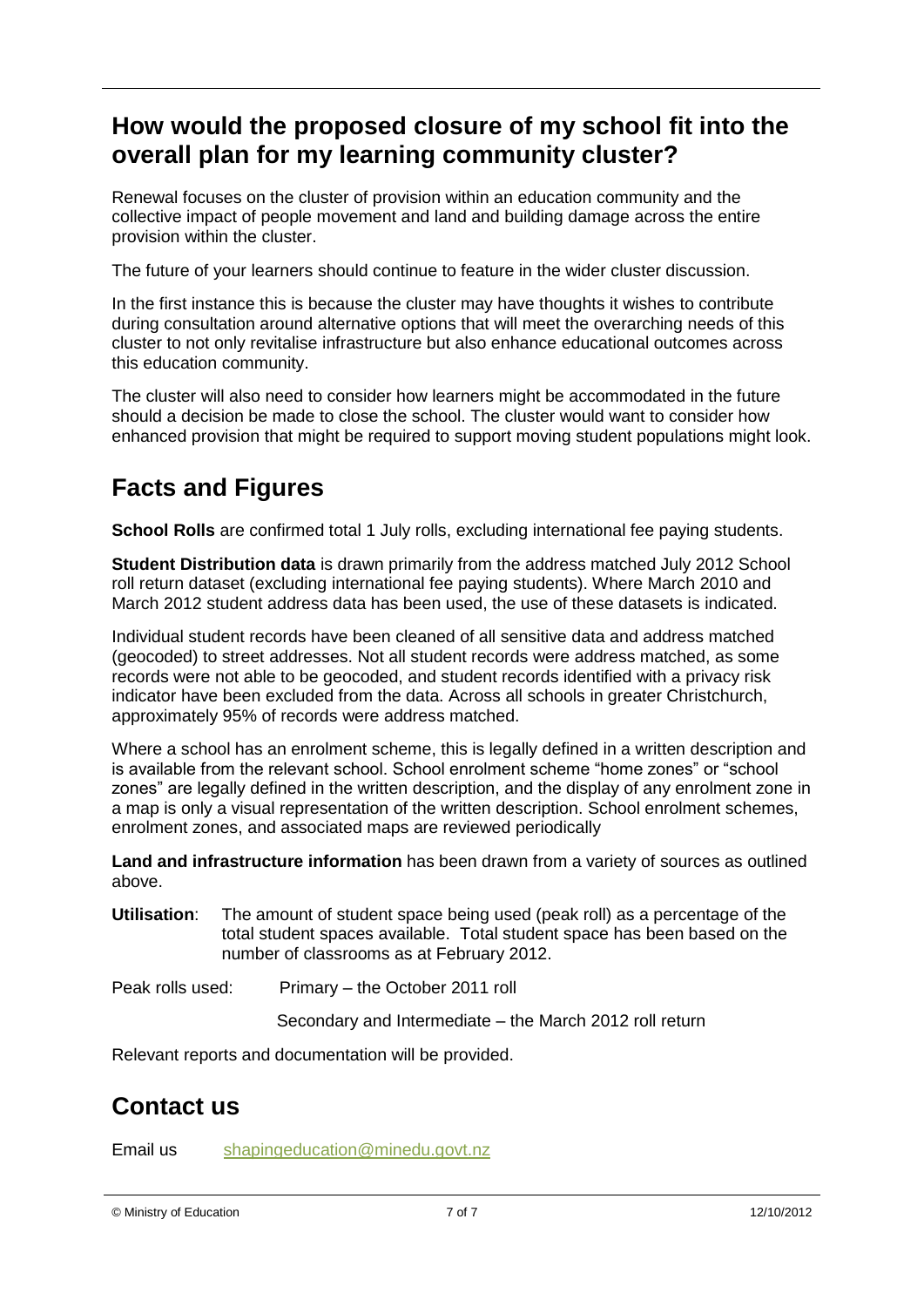## How would the proposed closure of my school fit into the overall plan for my learning community cluster?

Renewal focuses on the cluster of provision within an education community and the collective impact of people movement and land and building damage across the entire provision within the cluster.

The future of your learners should continue to feature in the wider cluster discussion.

In the first instance this is because the cluster may have thoughts it wishes to contribute during consultation around alternative options that will meet the overarching needs of this cluster to not only revitalise infrastructure but also enhance educational outcomes across this education community.

The cluster will also need to consider how learners might be accommodated in the future should a decision be made to close the school. The cluster would want to consider how enhanced provision that might be required to support moving student populations might look.

## Facts and Figures

**School Rolls** are confirmed total 1 July rolls, excluding international fee paying students.

**Student Distribution data** is drawn primarily from the address matched July 2012 School roll return dataset (excluding international fee paying students). Where March 2010 and March 2012 student address data has been used, the use of these datasets is indicated.

Individual student records have been cleaned of all sensitive data and address matched (geocoded) to street addresses. Not all student records were address matched, as some records were not able to be geocoded, and student records identified with a privacy risk indicator have been excluded from the data. Across all schools in greater Christchurch, approximately 95% of records were address matched.

Where a school has an enrolment scheme, this is legally defined in a written description and is available from the relevant school. School enrolment scheme "home zones" or "school zones" are legally defined in the written description, and the display of any enrolment zone in a map is only a visual representation of the written description. School enrolment schemes, enrolment zones, and associated maps are reviewed periodically

**Land and infrastructure information** has been drawn from a variety of sources as outlined above.

**Utilisation**: The amount of student space being used (peak roll) as a percentage of the total student spaces available. Total student space has been based on the number of classrooms as at February 2012.

Peak rolls used: Primary – the October 2011 roll

Secondary and Intermediate – the March 2012 roll return

Relevant reports and documentation will be provided.

## Contact us

Email us shapingeducation@minedu.govt.nz

© Ministry of Education 12/10/2012